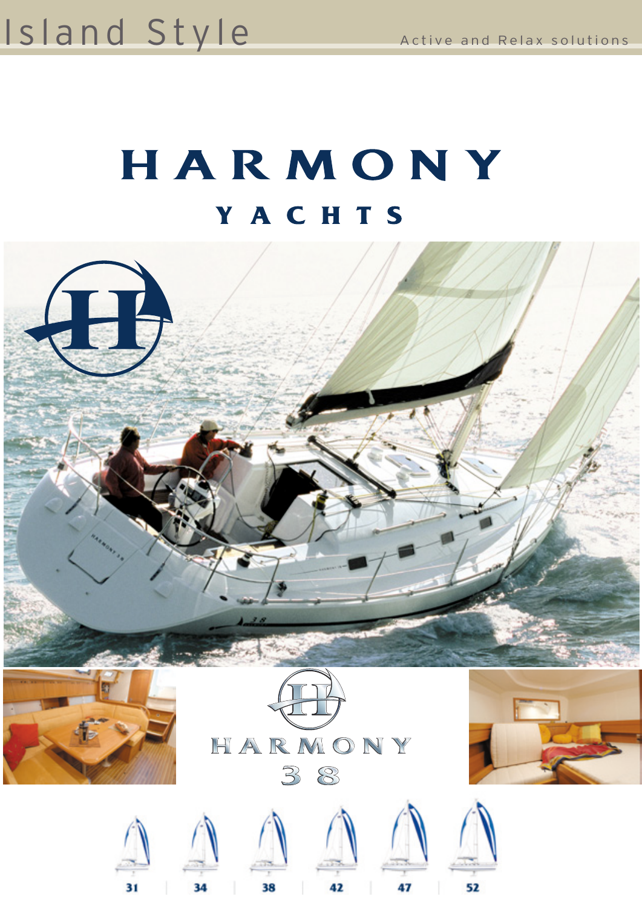Island Style

Active and Relax solutions

# HARMONY

## YACHTS

HARMONY 38

31 | 34 | 38 | 42 | 47 | 52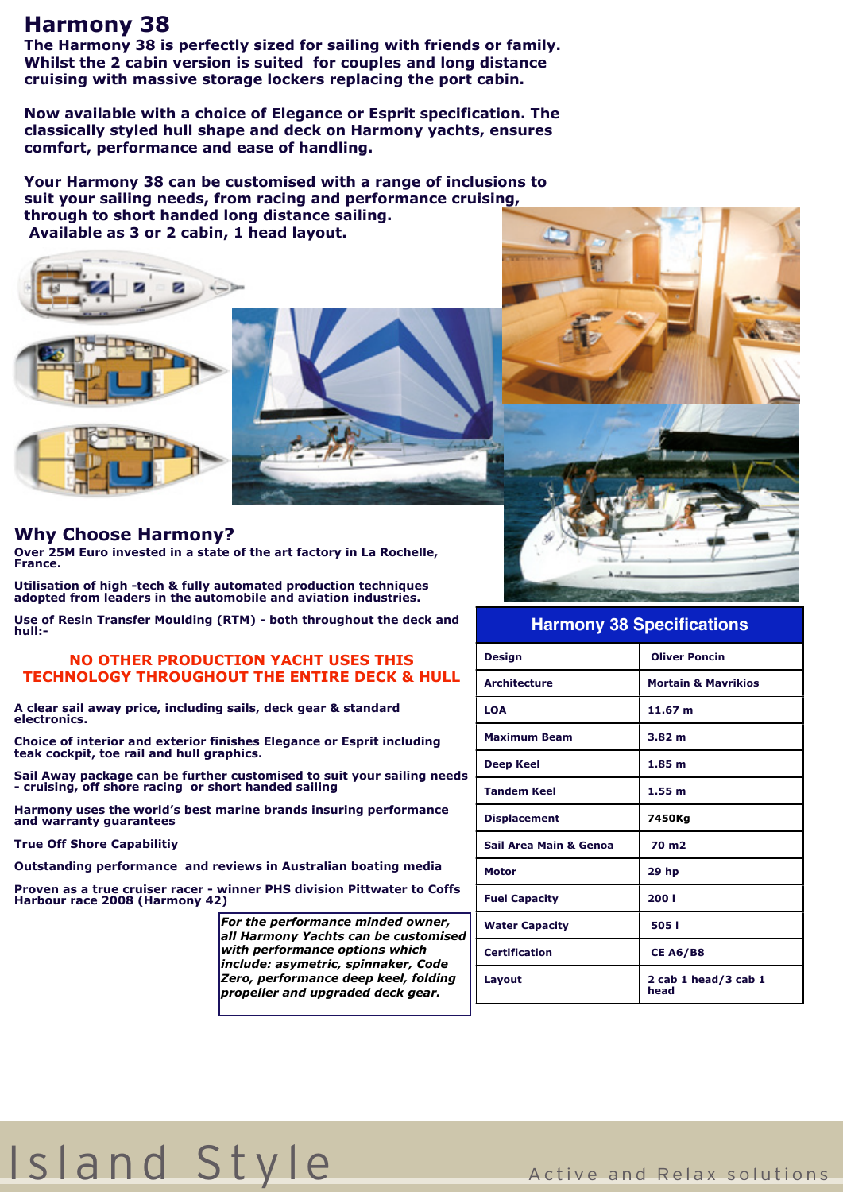# Harmony 38

**The Harmony 38 is perfectly sized for sailing with friends or family. Whilst the 2 cabin version is suited for couples and long distance cruising with massive storage lockers replacing the port cabin.**

**Now available with a choice of Elegance or Esprit specification. The classically styled hull shape and deck on Harmony yachts, ensures comfort, performance and ease of handling.**

**Your Harmony 38 can be customised with a range of inclusions to suit your sailing needs, from racing and performance cruising, through to short handed long distance sailing.**
**Available as 3 or 2 cabin, 1 head layout.**

## Why Choose Harmony?

**Over 25M Euro invested in a state of the art factory in La Rochelle, France.**

**Utilisation of high -tech & fully automated production techniques adopted from leaders in the automobile and aviation industries.**

**Use of Resin Transfer Moulding (RTM) - both throughout the deck and hull:-**

**NO OTHER PRODUCTION YACHT USES THIS TECHNOLOGY THROUGHOUT THE ENTIRE DECK & HULL**

**A clear sail away price, including sails, deck gear & standard electronics.**

**Choice of interior and exterior finishes Elegance or Esprit including teak cockpit, toe rail and hull graphics.**

**Sail Away package can be further customised to suit your sailing needs - cruising, off shore racing or short handed sailing**

**Harmony uses the world's best marine brands insuring performance and warranty guarantees**

**True Off Shore Capabilitiy**

**Outstanding performance and reviews in Australian boating media**

**Proven as a true cruiser racer - winner PHS division Pittwater to Coffs Harbour race 2008 (Harmony 42)**

***For the performance minded owner, all Harmony Yachts can be customised with performance options which include: asymetric, spinnaker, Code Zero, performance deep keel, folding propeller and upgraded deck gear.***

## Harmony 38 Specifications

| | |
|---|---|
| Design | Oliver Poncin |
| Architecture | Mortain & Mavrikios |
| LOA | 11.67 m |
| Maximum Beam | 3.82 m |
| Deep Keel | 1.85 m |
| Tandem Keel | 1.55 m |
| Displacement | 7450Kg |
| Sail Area Main & Genoa | 70 m2 |
| Motor | 29 hp |
| Fuel Capacity | 200 l |
| Water Capacity | 505 l |
| Certification | CE A6/B8 |
| Layout | 2 cab 1 head/3 cab 1 head |

Island Style

Active and Relax solutions